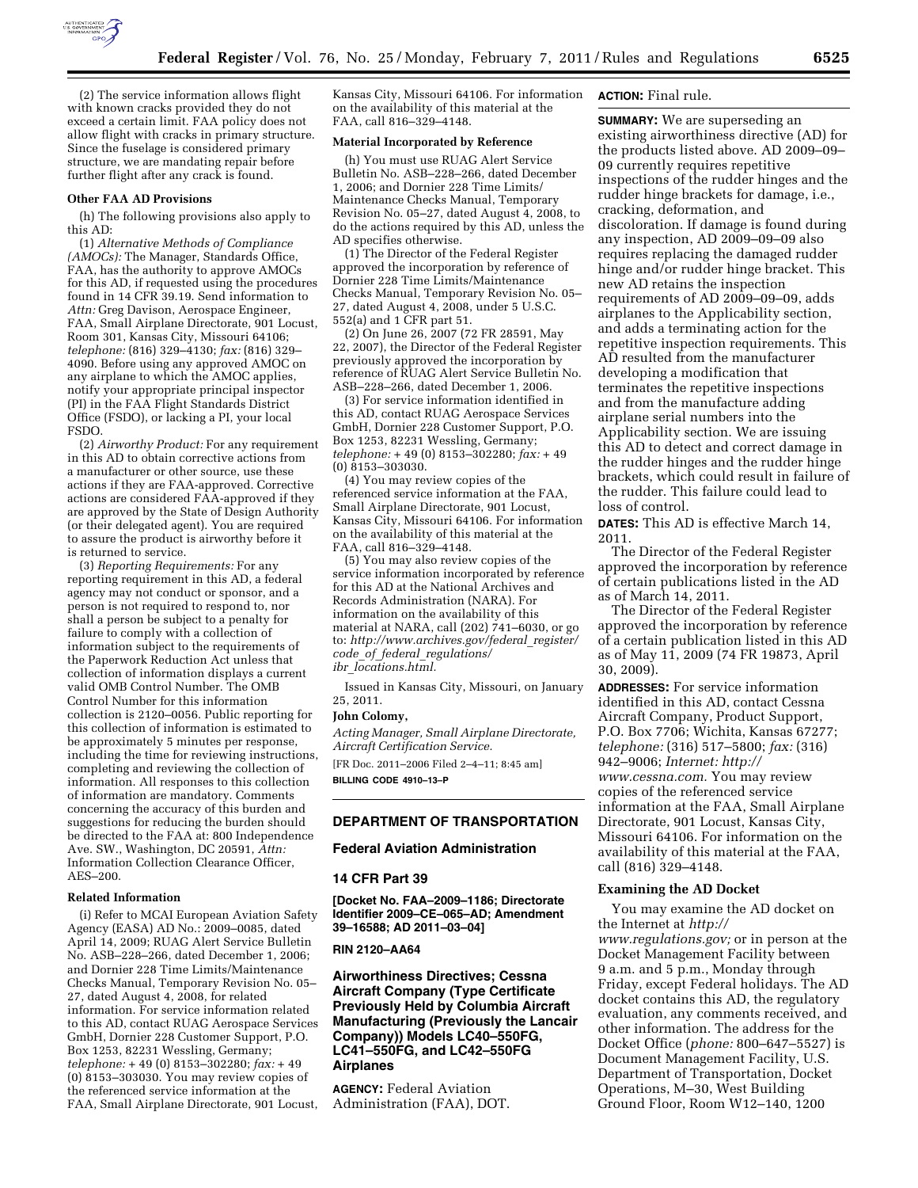(2) The service information allows flight with known cracks provided they do not exceed a certain limit. FAA policy does not allow flight with cracks in primary structure. Since the fuselage is considered primary structure, we are mandating repair before further flight after any crack is found.

**Other FAA AD Provisions**

(h) The following provisions also apply to this AD:

(1) *Alternative Methods of Compliance (AMOCs):* The Manager, Standards Office, FAA, has the authority to approve AMOCs for this AD, if requested using the procedures found in 14 CFR 39.19. Send information to *Attn:* Greg Davison, Aerospace Engineer, FAA, Small Airplane Directorate, 901 Locust, Room 301, Kansas City, Missouri 64106; *telephone:* (816) 329–4130; *fax:* (816) 329–4090. Before using any approved AMOC on any airplane to which the AMOC applies, notify your appropriate principal inspector (PI) in the FAA Flight Standards District Office (FSDO), or lacking a PI, your local FSDO.

(2) *Airworthy Product:* For any requirement in this AD to obtain corrective actions from a manufacturer or other source, use these actions if they are FAA-approved. Corrective actions are considered FAA-approved if they are approved by the State of Design Authority (or their delegated agent). You are required to assure the product is airworthy before it is returned to service.

(3) *Reporting Requirements:* For any reporting requirement in this AD, a federal agency may not conduct or sponsor, and a person is not required to respond to, nor shall a person be subject to a penalty for failure to comply with a collection of information subject to the requirements of the Paperwork Reduction Act unless that collection of information displays a current valid OMB Control Number. The OMB Control Number for this information collection is 2120–0056. Public reporting for this collection of information is estimated to be approximately 5 minutes per response, including the time for reviewing instructions, completing and reviewing the collection of information. All responses to this collection of information are mandatory. Comments concerning the accuracy of this burden and suggestions for reducing the burden should be directed to the FAA at: 800 Independence Ave. SW., Washington, DC 20591, *Attn:* Information Collection Clearance Officer, AES–200.

**Related Information**

(i) Refer to MCAI European Aviation Safety Agency (EASA) AD No.: 2009–0085, dated April 14, 2009; RUAG Alert Service Bulletin No. ASB–228–266, dated December 1, 2006; and Dornier 228 Time Limits/Maintenance Checks Manual, Temporary Revision No. 05–27, dated August 4, 2008, for related information. For service information related to this AD, contact RUAG Aerospace Services GmbH, Dornier 228 Customer Support, P.O. Box 1253, 82231 Wessling, Germany; *telephone:* + 49 (0) 8153–302280; *fax:* + 49 (0) 8153–303030. You may review copies of the referenced service information at the FAA, Small Airplane Directorate, 901 Locust, Kansas City, Missouri 64106. For information on the availability of this material at the FAA, call 816–329–4148.

**Material Incorporated by Reference**

(h) You must use RUAG Alert Service Bulletin No. ASB–228–266, dated December 1, 2006; and Dornier 228 Time Limits/Maintenance Checks Manual, Temporary Revision No. 05–27, dated August 4, 2008, to do the actions required by this AD, unless the AD specifies otherwise.

(1) The Director of the Federal Register approved the incorporation by reference of Dornier 228 Time Limits/Maintenance Checks Manual, Temporary Revision No. 05–27, dated August 4, 2008, under 5 U.S.C. 552(a) and 1 CFR part 51.

(2) On June 26, 2007 (72 FR 28591, May 22, 2007), the Director of the Federal Register previously approved the incorporation by reference of RUAG Alert Service Bulletin No. ASB–228–266, dated December 1, 2006.

(3) For service information identified in this AD, contact RUAG Aerospace Services GmbH, Dornier 228 Customer Support, P.O. Box 1253, 82231 Wessling, Germany; *telephone:* + 49 (0) 8153–302280; *fax:* + 49 (0) 8153–303030.

(4) You may review copies of the referenced service information at the FAA, Small Airplane Directorate, 901 Locust, Kansas City, Missouri 64106. For information on the availability of this material at the FAA, call 816–329–4148.

(5) You may also review copies of the service information incorporated by reference for this AD at the National Archives and Records Administration (NARA). For information on the availability of this material at NARA, call (202) 741–6030, or go to: *http://www.archives.gov/federal_register/code_of_federal_regulations/ibr_locations.html.*

Issued in Kansas City, Missouri, on January 25, 2011.

**John Colomy,**

*Acting Manager, Small Airplane Directorate, Aircraft Certification Service.*

[FR Doc. 2011–2006 Filed 2–4–11; 8:45 am]

**BILLING CODE 4910–13–P**

---

## DEPARTMENT OF TRANSPORTATION

### Federal Aviation Administration

### 14 CFR Part 39

**[Docket No. FAA–2009–1186; Directorate Identifier 2009–CE–065–AD; Amendment 39–16588; AD 2011–03–04]**

**RIN 2120–AA64**

## Airworthiness Directives; Cessna Aircraft Company (Type Certificate Previously Held by Columbia Aircraft Manufacturing (Previously the Lancair Company)) Models LC40–550FG, LC41–550FG, and LC42–550FG Airplanes

**AGENCY:** Federal Aviation Administration (FAA), DOT.

**ACTION:** Final rule.

**SUMMARY:** We are superseding an existing airworthiness directive (AD) for the products listed above. AD 2009–09–09 currently requires repetitive inspections of the rudder hinges and the rudder hinge brackets for damage, i.e., cracking, deformation, and discoloration. If damage is found during any inspection, AD 2009–09–09 also requires replacing the damaged rudder hinge and/or rudder hinge bracket. This new AD retains the inspection requirements of AD 2009–09–09, adds airplanes to the Applicability section, and adds a terminating action for the repetitive inspection requirements. This AD resulted from the manufacturer developing a modification that terminates the repetitive inspections and from the manufacture adding airplane serial numbers into the Applicability section. We are issuing this AD to detect and correct damage in the rudder hinges and the rudder hinge brackets, which could result in failure of the rudder. This failure could lead to loss of control.

**DATES:** This AD is effective March 14, 2011.

The Director of the Federal Register approved the incorporation by reference of certain publications listed in the AD as of March 14, 2011.

The Director of the Federal Register approved the incorporation by reference of a certain publication listed in this AD as of May 11, 2009 (74 FR 19873, April 30, 2009).

**ADDRESSES:** For service information identified in this AD, contact Cessna Aircraft Company, Product Support, P.O. Box 7706; Wichita, Kansas 67277; *telephone:* (316) 517–5800; *fax:* (316) 942–9006; *Internet: http://www.cessna.com.* You may review copies of the referenced service information at the FAA, Small Airplane Directorate, 901 Locust, Kansas City, Missouri 64106. For information on the availability of this material at the FAA, call (816) 329–4148.

**Examining the AD Docket**

You may examine the AD docket on the Internet at *http://www.regulations.gov;* or in person at the Docket Management Facility between 9 a.m. and 5 p.m., Monday through Friday, except Federal holidays. The AD docket contains this AD, the regulatory evaluation, any comments received, and other information. The address for the Docket Office (*phone:* 800–647–5527) is Document Management Facility, U.S. Department of Transportation, Docket Operations, M–30, West Building Ground Floor, Room W12–140, 1200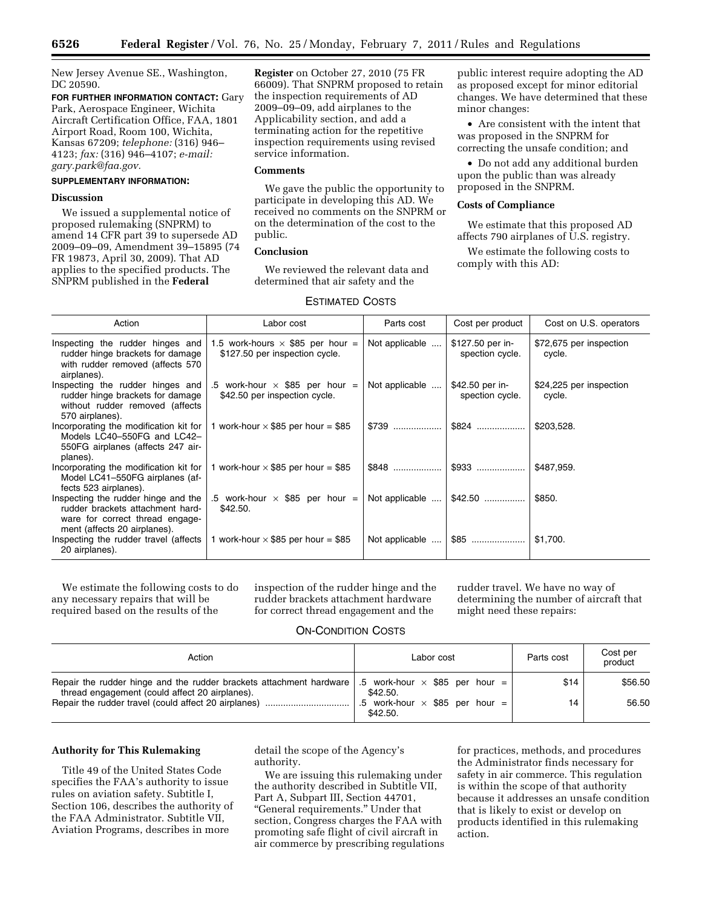New Jersey Avenue SE., Washington, DC 20590.

**FOR FURTHER INFORMATION CONTACT:** Gary Park, Aerospace Engineer, Wichita Aircraft Certification Office, FAA, 1801 Airport Road, Room 100, Wichita, Kansas 67209; *telephone:* (316) 946–4123; *fax:* (316) 946–4107; *e-mail: gary.park@faa.gov.*

**SUPPLEMENTARY INFORMATION:**

**Discussion**

We issued a supplemental notice of proposed rulemaking (SNPRM) to amend 14 CFR part 39 to supersede AD 2009–09–09, Amendment 39–15895 (74 FR 19873, April 30, 2009). That AD applies to the specified products. The SNPRM published in the **Federal Register** on October 27, 2010 (75 FR 66009). That SNPRM proposed to retain the inspection requirements of AD 2009–09–09, add airplanes to the Applicability section, and add a terminating action for the repetitive inspection requirements using revised service information.

**Comments**

We gave the public the opportunity to participate in developing this AD. We received no comments on the SNPRM or on the determination of the cost to the public.

**Conclusion**

We reviewed the relevant data and determined that air safety and the public interest require adopting the AD as proposed except for minor editorial changes. We have determined that these minor changes:

- Are consistent with the intent that was proposed in the SNPRM for correcting the unsafe condition; and
- Do not add any additional burden upon the public than was already proposed in the SNPRM.

**Costs of Compliance**

We estimate that this proposed AD affects 790 airplanes of U.S. registry.

We estimate the following costs to comply with this AD:

ESTIMATED COSTS

| Action | Labor cost | Parts cost | Cost per product | Cost on U.S. operators |
|---|---|---|---|---|
| Inspecting the rudder hinges and rudder hinge brackets for damage with rudder removed (affects 570 airplanes). | 1.5 work-hours × $85 per hour = $127.50 per inspection cycle. | Not applicable | $127.50 per inspection cycle. | $72,675 per inspection cycle. |
| Inspecting the rudder hinges and rudder hinge brackets for damage without rudder removed (affects 570 airplanes). | .5 work-hour × $85 per hour = $42.50 per inspection cycle. | Not applicable | $42.50 per inspection cycle. | $24,225 per inspection cycle. |
| Incorporating the modification kit for Models LC40–550FG and LC42–550FG airplanes (affects 247 airplanes). | 1 work-hour × $85 per hour = $85 | $739 | $824 | $203,528. |
| Incorporating the modification kit for Model LC41–550FG airplanes (affects 523 airplanes). | 1 work-hour × $85 per hour = $85 | $848 | $933 | $487,959. |
| Inspecting the rudder hinge and the rudder brackets attachment hardware for correct thread engagement (affects 20 airplanes). | .5 work-hour × $85 per hour = $42.50. | Not applicable | $42.50 | $850. |
| Inspecting the rudder travel (affects 20 airplanes). | 1 work-hour × $85 per hour = $85 | Not applicable | $85 | $1,700. |

We estimate the following costs to do any necessary repairs that will be required based on the results of the inspection of the rudder hinge and the rudder brackets attachment hardware for correct thread engagement and the rudder travel. We have no way of determining the number of aircraft that might need these repairs:

ON-CONDITION COSTS

| Action | Labor cost | Parts cost | Cost per product |
|---|---|---|---|
| Repair the rudder hinge and the rudder brackets attachment hardware thread engagement (could affect 20 airplanes). | .5 work-hour × $85 per hour = $42.50. | $14 | $56.50 |
| Repair the rudder travel (could affect 20 airplanes) | .5 work-hour × $85 per hour = $42.50. | 14 | 56.50 |

**Authority for This Rulemaking**

Title 49 of the United States Code specifies the FAA's authority to issue rules on aviation safety. Subtitle I, Section 106, describes the authority of the FAA Administrator. Subtitle VII, Aviation Programs, describes in more detail the scope of the Agency's authority.

We are issuing this rulemaking under the authority described in Subtitle VII, Part A, Subpart III, Section 44701, "General requirements." Under that section, Congress charges the FAA with promoting safe flight of civil aircraft in air commerce by prescribing regulations for practices, methods, and procedures the Administrator finds necessary for safety in air commerce. This regulation is within the scope of that authority because it addresses an unsafe condition that is likely to exist or develop on products identified in this rulemaking action.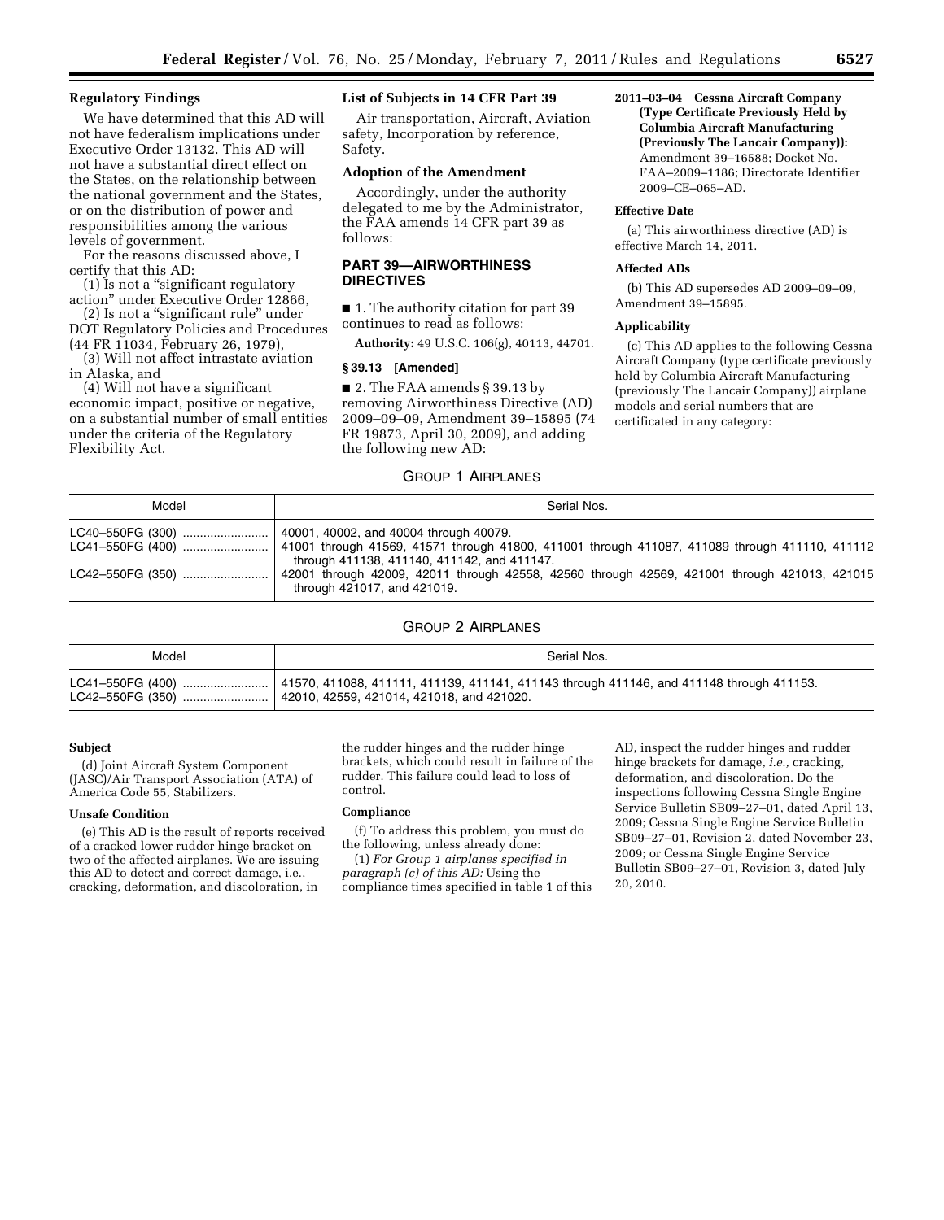**Regulatory Findings**

We have determined that this AD will not have federalism implications under Executive Order 13132. This AD will not have a substantial direct effect on the States, on the relationship between the national government and the States, or on the distribution of power and responsibilities among the various levels of government.

For the reasons discussed above, I certify that this AD:

(1) Is not a "significant regulatory action" under Executive Order 12866,

(2) Is not a "significant rule" under DOT Regulatory Policies and Procedures (44 FR 11034, February 26, 1979),

(3) Will not affect intrastate aviation in Alaska, and

(4) Will not have a significant economic impact, positive or negative, on a substantial number of small entities under the criteria of the Regulatory Flexibility Act.

**List of Subjects in 14 CFR Part 39**

Air transportation, Aircraft, Aviation safety, Incorporation by reference, Safety.

**Adoption of the Amendment**

Accordingly, under the authority delegated to me by the Administrator, the FAA amends 14 CFR part 39 as follows:

## PART 39—AIRWORTHINESS DIRECTIVES

■ 1. The authority citation for part 39 continues to read as follows:

**Authority:** 49 U.S.C. 106(g), 40113, 44701.

**§ 39.13 [Amended]**

■ 2. The FAA amends § 39.13 by removing Airworthiness Directive (AD) 2009–09–09, Amendment 39–15895 (74 FR 19873, April 30, 2009), and adding the following new AD:

**2011–03–04 Cessna Aircraft Company (Type Certificate Previously Held by Columbia Aircraft Manufacturing (Previously The Lancair Company)):** Amendment 39–16588; Docket No. FAA–2009–1186; Directorate Identifier 2009–CE–065–AD.

**Effective Date**

(a) This airworthiness directive (AD) is effective March 14, 2011.

**Affected ADs**

(b) This AD supersedes AD 2009–09–09, Amendment 39–15895.

**Applicability**

(c) This AD applies to the following Cessna Aircraft Company (type certificate previously held by Columbia Aircraft Manufacturing (previously The Lancair Company)) airplane models and serial numbers that are certificated in any category:

GROUP 1 AIRPLANES

| Model | Serial Nos. |
|---|---|
| LC40–550FG (300) | 40001, 40002, and 40004 through 40079. |
| LC41–550FG (400) | 41001 through 41569, 41571 through 41800, 411001 through 411087, 411089 through 411110, 411112 through 411138, 411140, 411142, and 411147. |
| LC42–550FG (350) | 42001 through 42009, 42011 through 42558, 42560 through 42569, 421001 through 421013, 421015 through 421017, and 421019. |

GROUP 2 AIRPLANES

| Model | Serial Nos. |
|---|---|
| LC41–550FG (400) | 41570, 411088, 411111, 411139, 411141, 411143 through 411146, and 411148 through 411153. |
| LC42–550FG (350) | 42010, 42559, 421014, 421018, and 421020. |

**Subject**

(d) Joint Aircraft System Component (JASC)/Air Transport Association (ATA) of America Code 55, Stabilizers.

**Unsafe Condition**

(e) This AD is the result of reports received of a cracked lower rudder hinge bracket on two of the affected airplanes. We are issuing this AD to detect and correct damage, i.e., cracking, deformation, and discoloration, in the rudder hinges and the rudder hinge brackets, which could result in failure of the rudder. This failure could lead to loss of control.

**Compliance**

(f) To address this problem, you must do the following, unless already done:

(1) *For Group 1 airplanes specified in paragraph (c) of this AD:* Using the compliance times specified in table 1 of this AD, inspect the rudder hinges and rudder hinge brackets for damage, *i.e.,* cracking, deformation, and discoloration. Do the inspections following Cessna Single Engine Service Bulletin SB09–27–01, dated April 13, 2009; Cessna Single Engine Service Bulletin SB09–27–01, Revision 2, dated November 23, 2009; or Cessna Single Engine Service Bulletin SB09–27–01, Revision 3, dated July 20, 2010.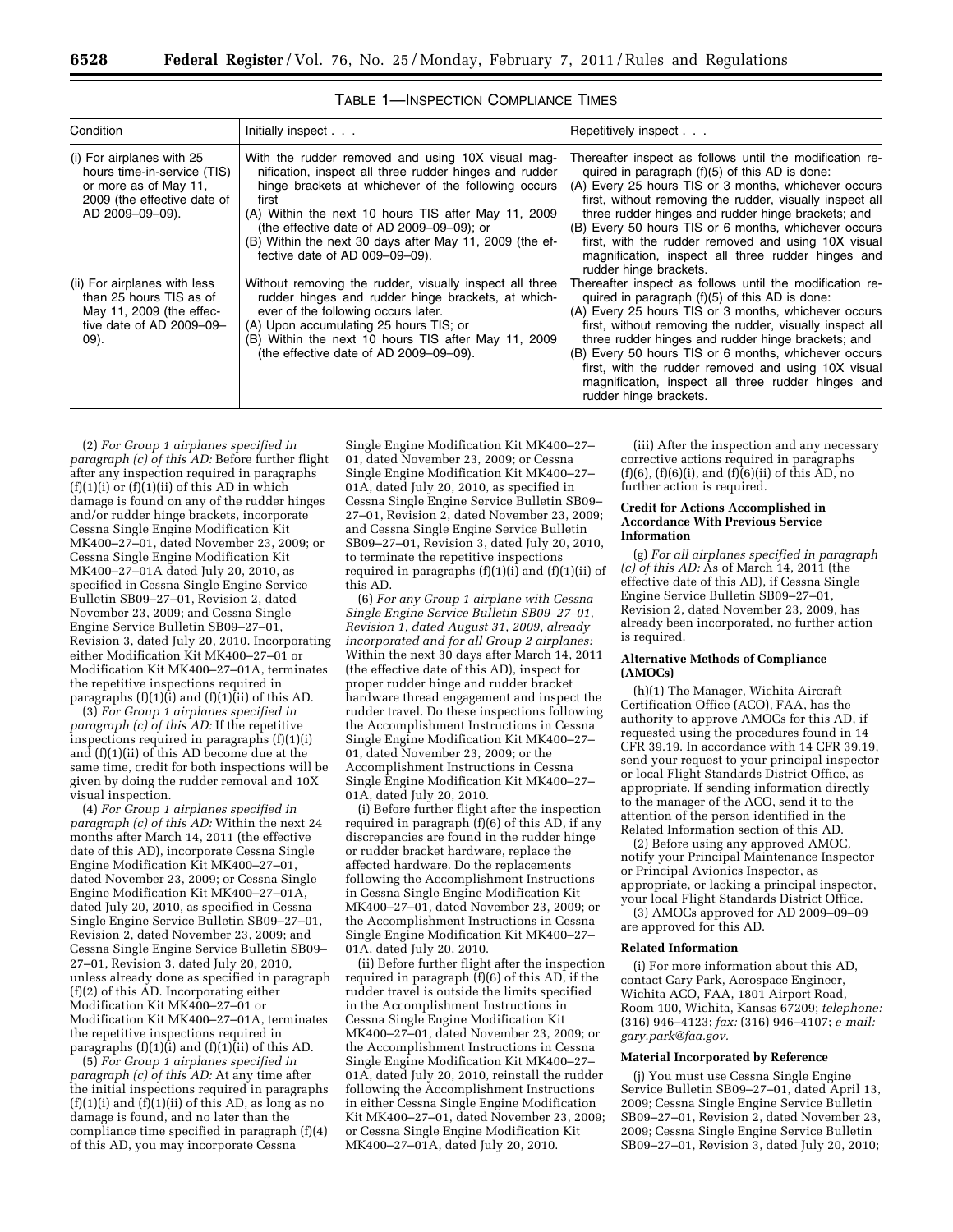TABLE 1—INSPECTION COMPLIANCE TIMES

| Condition | Initially inspect . . . | Repetitively inspect . . . |
| --- | --- | --- |
| (i) For airplanes with 25 hours time-in-service (TIS) or more as of May 11, 2009 (the effective date of AD 2009–09–09). | With the rudder removed and using 10X visual magnification, inspect all three rudder hinges and rudder hinge brackets at whichever of the following occurs first (A) Within the next 10 hours TIS after May 11, 2009 (the effective date of AD 2009–09–09); or (B) Within the next 30 days after May 11, 2009 (the effective date of AD 009–09–09). | Thereafter inspect as follows until the modification required in paragraph (f)(5) of this AD is done: (A) Every 25 hours TIS or 3 months, whichever occurs first, without removing the rudder, visually inspect all three rudder hinges and rudder hinge brackets; and (B) Every 50 hours TIS or 6 months, whichever occurs first, with the rudder removed and using 10X visual magnification, inspect all three rudder hinges and rudder hinge brackets. |
| (ii) For airplanes with less than 25 hours TIS as of May 11, 2009 (the effective date of AD 2009–09–09). | Without removing the rudder, visually inspect all three rudder hinges and rudder hinge brackets, at whichever of the following occurs later. (A) Upon accumulating 25 hours TIS; or (B) Within the next 10 hours TIS after May 11, 2009 (the effective date of AD 2009–09–09). | Thereafter inspect as follows until the modification required in paragraph (f)(5) of this AD is done: (A) Every 25 hours TIS or 3 months, whichever occurs first, without removing the rudder, visually inspect all three rudder hinges and rudder hinge brackets; and (B) Every 50 hours TIS or 6 months, whichever occurs first, with the rudder removed and using 10X visual magnification, inspect all three rudder hinges and rudder hinge brackets. |

(2) *For Group 1 airplanes specified in paragraph (c) of this AD:* Before further flight after any inspection required in paragraphs (f)(1)(i) or (f)(1)(ii) of this AD in which damage is found on any of the rudder hinges and/or rudder hinge brackets, incorporate Cessna Single Engine Modification Kit MK400–27–01, dated November 23, 2009; or Cessna Single Engine Modification Kit MK400–27–01A dated July 20, 2010, as specified in Cessna Single Engine Service Bulletin SB09–27–01, Revision 2, dated November 23, 2009; and Cessna Single Engine Service Bulletin SB09–27–01, Revision 3, dated July 20, 2010. Incorporating either Modification Kit MK400–27–01 or Modification Kit MK400–27–01A, terminates the repetitive inspections required in paragraphs (f)(1)(i) and (f)(1)(ii) of this AD.

(3) *For Group 1 airplanes specified in paragraph (c) of this AD:* If the repetitive inspections required in paragraphs (f)(1)(i) and (f)(1)(ii) of this AD become due at the same time, credit for both inspections will be given by doing the rudder removal and 10X visual inspection.

(4) *For Group 1 airplanes specified in paragraph (c) of this AD:* Within the next 24 months after March 14, 2011 (the effective date of this AD), incorporate Cessna Single Engine Modification Kit MK400–27–01, dated November 23, 2009; or Cessna Single Engine Modification Kit MK400–27–01A, dated July 20, 2010, as specified in Cessna Single Engine Service Bulletin SB09–27–01, Revision 2, dated November 23, 2009; and Cessna Single Engine Service Bulletin SB09–27–01, Revision 3, dated July 20, 2010, unless already done as specified in paragraph (f)(2) of this AD. Incorporating either Modification Kit MK400–27–01 or Modification Kit MK400–27–01A, terminates the repetitive inspections required in paragraphs (f)(1)(i) and (f)(1)(ii) of this AD.

(5) *For Group 1 airplanes specified in paragraph (c) of this AD:* At any time after the initial inspections required in paragraphs (f)(1)(i) and (f)(1)(ii) of this AD, as long as no damage is found, and no later than the compliance time specified in paragraph (f)(4) of this AD, you may incorporate Cessna Single Engine Modification Kit MK400–27–01, dated November 23, 2009; or Cessna Single Engine Modification Kit MK400–27–01A, dated July 20, 2010, as specified in Cessna Single Engine Service Bulletin SB09–27–01, Revision 2, dated November 23, 2009; and Cessna Single Engine Service Bulletin SB09–27–01, Revision 3, dated July 20, 2010, to terminate the repetitive inspections required in paragraphs (f)(1)(i) and (f)(1)(ii) of this AD.

(6) *For any Group 1 airplane with Cessna Single Engine Service Bulletin SB09–27–01, Revision 1, dated August 31, 2009, already incorporated and for all Group 2 airplanes:* Within the next 30 days after March 14, 2011 (the effective date of this AD), inspect for proper rudder hinge and rudder bracket hardware thread engagement and inspect the rudder travel. Do these inspections following the Accomplishment Instructions in Cessna Single Engine Modification Kit MK400–27–01, dated November 23, 2009; or the Accomplishment Instructions in Cessna Single Engine Modification Kit MK400–27–01A, dated July 20, 2010.

(i) Before further flight after the inspection required in paragraph (f)(6) of this AD, if any discrepancies are found in the rudder hinge or rudder bracket hardware, replace the affected hardware. Do the replacements following the Accomplishment Instructions in Cessna Single Engine Modification Kit MK400–27–01, dated November 23, 2009; or the Accomplishment Instructions in Cessna Single Engine Modification Kit MK400–27–01A, dated July 20, 2010.

(ii) Before further flight after the inspection required in paragraph (f)(6) of this AD, if the rudder travel is outside the limits specified in the Accomplishment Instructions in Cessna Single Engine Modification Kit MK400–27–01, dated November 23, 2009; or the Accomplishment Instructions in Cessna Single Engine Modification Kit MK400–27–01A, dated July 20, 2010, reinstall the rudder following the Accomplishment Instructions in either Cessna Single Engine Modification Kit MK400–27–01, dated November 23, 2009; or Cessna Single Engine Modification Kit MK400–27–01A, dated July 20, 2010.

(iii) After the inspection and any necessary corrective actions required in paragraphs (f)(6), (f)(6)(i), and (f)(6)(ii) of this AD, no further action is required.

**Credit for Actions Accomplished in Accordance With Previous Service Information**

(g) *For all airplanes specified in paragraph (c) of this AD:* As of March 14, 2011 (the effective date of this AD), if Cessna Single Engine Service Bulletin SB09–27–01, Revision 2, dated November 23, 2009, has already been incorporated, no further action is required.

**Alternative Methods of Compliance (AMOCs)**

(h)(1) The Manager, Wichita Aircraft Certification Office (ACO), FAA, has the authority to approve AMOCs for this AD, if requested using the procedures found in 14 CFR 39.19. In accordance with 14 CFR 39.19, send your request to your principal inspector or local Flight Standards District Office, as appropriate. If sending information directly to the manager of the ACO, send it to the attention of the person identified in the Related Information section of this AD.

(2) Before using any approved AMOC, notify your Principal Maintenance Inspector or Principal Avionics Inspector, as appropriate, or lacking a principal inspector, your local Flight Standards District Office.

(3) AMOCs approved for AD 2009–09–09 are approved for this AD.

**Related Information**

(i) For more information about this AD, contact Gary Park, Aerospace Engineer, Wichita ACO, FAA, 1801 Airport Road, Room 100, Wichita, Kansas 67209; *telephone:* (316) 946–4123; *fax:* (316) 946–4107; *e-mail: gary.park@faa.gov.*

**Material Incorporated by Reference**

(j) You must use Cessna Single Engine Service Bulletin SB09–27–01, dated April 13, 2009; Cessna Single Engine Service Bulletin SB09–27–01, Revision 2, dated November 23, 2009; Cessna Single Engine Service Bulletin SB09–27–01, Revision 3, dated July 20, 2010;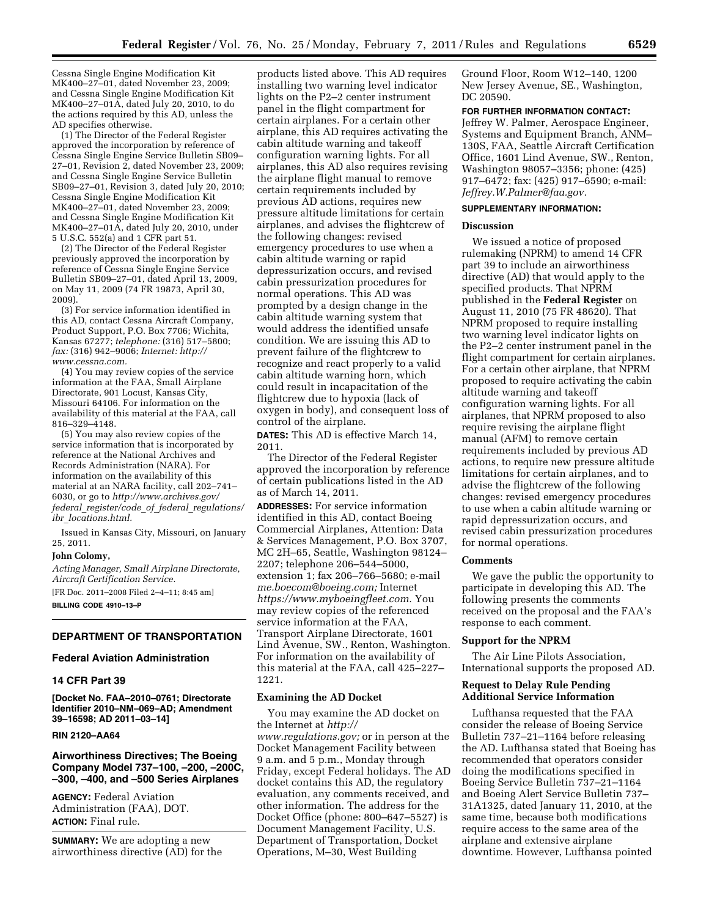Cessna Single Engine Modification Kit MK400–27–01, dated November 23, 2009; and Cessna Single Engine Modification Kit MK400–27–01A, dated July 20, 2010, to do the actions required by this AD, unless the AD specifies otherwise.

(1) The Director of the Federal Register approved the incorporation by reference of Cessna Single Engine Service Bulletin SB09–27–01, Revision 2, dated November 23, 2009; and Cessna Single Engine Service Bulletin SB09–27–01, Revision 3, dated July 20, 2010; Cessna Single Engine Modification Kit MK400–27–01, dated November 23, 2009; and Cessna Single Engine Modification Kit MK400–27–01A, dated July 20, 2010, under 5 U.S.C. 552(a) and 1 CFR part 51.

(2) The Director of the Federal Register previously approved the incorporation by reference of Cessna Single Engine Service Bulletin SB09–27–01, dated April 13, 2009, on May 11, 2009 (74 FR 19873, April 30, 2009).

(3) For service information identified in this AD, contact Cessna Aircraft Company, Product Support, P.O. Box 7706; Wichita, Kansas 67277; *telephone:* (316) 517–5800; *fax:* (316) 942–9006; *Internet: http://www.cessna.com.*

(4) You may review copies of the service information at the FAA, Small Airplane Directorate, 901 Locust, Kansas City, Missouri 64106. For information on the availability of this material at the FAA, call 816–329–4148.

(5) You may also review copies of the service information that is incorporated by reference at the National Archives and Records Administration (NARA). For information on the availability of this material at an NARA facility, call 202–741–6030, or go to *http://www.archives.gov/federal_register/code_of_federal_regulations/ibr_locations.html.*

Issued in Kansas City, Missouri, on January 25, 2011.

**John Colomy,**

*Acting Manager, Small Airplane Directorate, Aircraft Certification Service.*

[FR Doc. 2011–2008 Filed 2–4–11; 8:45 am]

**BILLING CODE 4910–13–P**

## DEPARTMENT OF TRANSPORTATION

### Federal Aviation Administration

### 14 CFR Part 39

**[Docket No. FAA–2010–0761; Directorate Identifier 2010–NM–069–AD; Amendment 39–16598; AD 2011–03–14]**

**RIN 2120–AA64**

## Airworthiness Directives; The Boeing Company Model 737–100, –200, –200C, –300, –400, and –500 Series Airplanes

**AGENCY:** Federal Aviation Administration (FAA), DOT.

**ACTION:** Final rule.

**SUMMARY:** We are adopting a new airworthiness directive (AD) for the products listed above. This AD requires installing two warning level indicator lights on the P2–2 center instrument panel in the flight compartment for certain airplanes. For a certain other airplane, this AD requires activating the cabin altitude warning and takeoff configuration warning lights. For all airplanes, this AD also requires revising the airplane flight manual to remove certain requirements included by previous AD actions, requires new pressure altitude limitations for certain airplanes, and advises the flightcrew of the following changes: revised emergency procedures to use when a cabin altitude warning or rapid depressurization occurs, and revised cabin pressurization procedures for normal operations. This AD was prompted by a design change in the cabin altitude warning system that would address the identified unsafe condition. We are issuing this AD to prevent failure of the flightcrew to recognize and react properly to a valid cabin altitude warning horn, which could result in incapacitation of the flightcrew due to hypoxia (lack of oxygen in body), and consequent loss of control of the airplane.

**DATES:** This AD is effective March 14, 2011.

The Director of the Federal Register approved the incorporation by reference of certain publications listed in the AD as of March 14, 2011.

**ADDRESSES:** For service information identified in this AD, contact Boeing Commercial Airplanes, Attention: Data & Services Management, P.O. Box 3707, MC 2H–65, Seattle, Washington 98124–2207; telephone 206–544–5000, extension 1; fax 206–766–5680; e-mail *me.boecom@boeing.com;* Internet *https://www.myboeingfleet.com.* You may review copies of the referenced service information at the FAA, Transport Airplane Directorate, 1601 Lind Avenue, SW., Renton, Washington. For information on the availability of this material at the FAA, call 425–227–1221.

### Examining the AD Docket

You may examine the AD docket on the Internet at *http://www.regulations.gov;* or in person at the Docket Management Facility between 9 a.m. and 5 p.m., Monday through Friday, except Federal holidays. The AD docket contains this AD, the regulatory evaluation, any comments received, and other information. The address for the Docket Office (phone: 800–647–5527) is Document Management Facility, U.S. Department of Transportation, Docket Operations, M–30, West Building Ground Floor, Room W12–140, 1200 New Jersey Avenue, SE., Washington, DC 20590.

**FOR FURTHER INFORMATION CONTACT:** Jeffrey W. Palmer, Aerospace Engineer, Systems and Equipment Branch, ANM–130S, FAA, Seattle Aircraft Certification Office, 1601 Lind Avenue, SW., Renton, Washington 98057–3356; phone: (425) 917–6472; fax: (425) 917–6590; e-mail: *Jeffrey.W.Palmer@faa.gov.*

**SUPPLEMENTARY INFORMATION:**

### Discussion

We issued a notice of proposed rulemaking (NPRM) to amend 14 CFR part 39 to include an airworthiness directive (AD) that would apply to the specified products. That NPRM published in the **Federal Register** on August 11, 2010 (75 FR 48620). That NPRM proposed to require installing two warning level indicator lights on the P2–2 center instrument panel in the flight compartment for certain airplanes. For a certain other airplane, that NPRM proposed to require activating the cabin altitude warning and takeoff configuration warning lights. For all airplanes, that NPRM proposed to also require revising the airplane flight manual (AFM) to remove certain requirements included by previous AD actions, to require new pressure altitude limitations for certain airplanes, and to advise the flightcrew of the following changes: revised emergency procedures to use when a cabin altitude warning or rapid depressurization occurs, and revised cabin pressurization procedures for normal operations.

### Comments

We gave the public the opportunity to participate in developing this AD. The following presents the comments received on the proposal and the FAA's response to each comment.

### Support for the NPRM

The Air Line Pilots Association, International supports the proposed AD.

### Request to Delay Rule Pending Additional Service Information

Lufthansa requested that the FAA consider the release of Boeing Service Bulletin 737–21–1164 before releasing the AD. Lufthansa stated that Boeing has recommended that operators consider doing the modifications specified in Boeing Service Bulletin 737–21–1164 and Boeing Alert Service Bulletin 737–31A1325, dated January 11, 2010, at the same time, because both modifications require access to the same area of the airplane and extensive airplane downtime. However, Lufthansa pointed